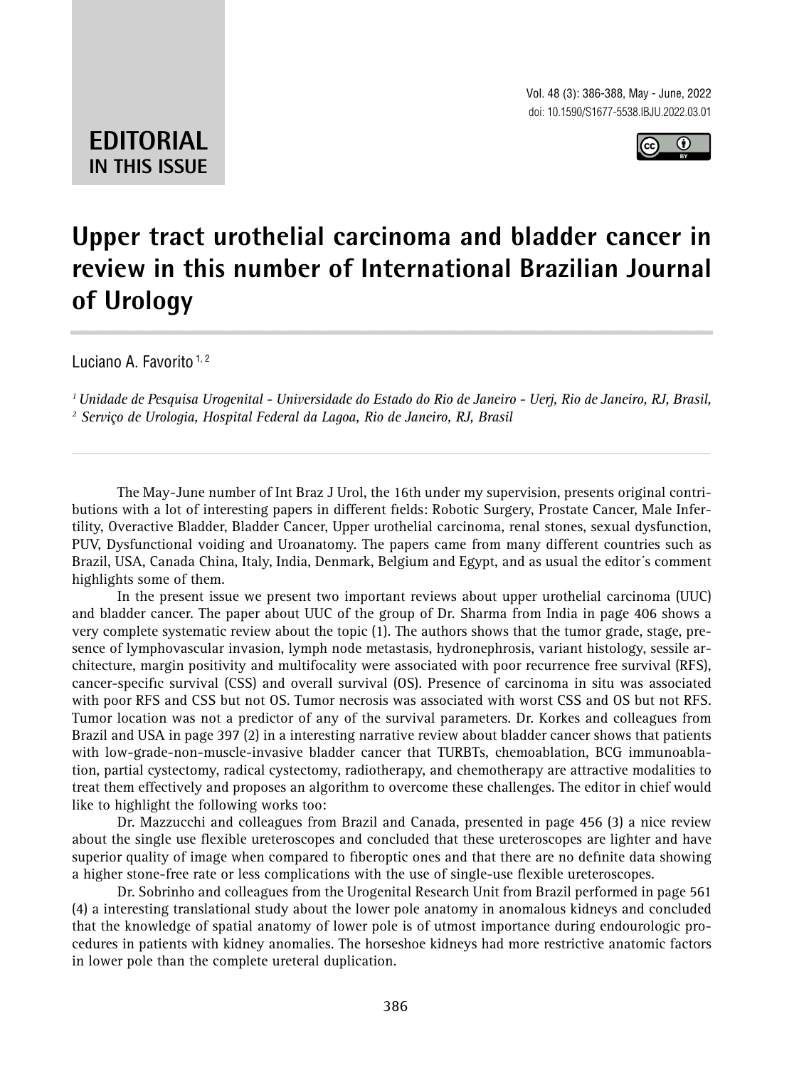**EDITORIAL**
**IN THIS ISSUE**

# Upper tract urothelial carcinoma and bladder cancer in review in this number of International Brazilian Journal of Urology

Luciano A. Favorito [1, 2]

*[1] Unidade de Pesquisa Urogenital - Universidade do Estado do Rio de Janeiro - Uerj, Rio de Janeiro, RJ, Brasil,*
*[2] Serviço de Urologia, Hospital Federal da Lagoa, Rio de Janeiro, RJ, Brasil*

---

The May-June number of Int Braz J Urol, the 16th under my supervision, presents original contributions with a lot of interesting papers in different fields: Robotic Surgery, Prostate Cancer, Male Infertility, Overactive Bladder, Bladder Cancer, Upper urothelial carcinoma, renal stones, sexual dysfunction, PUV, Dysfunctional voiding and Uroanatomy. The papers came from many different countries such as Brazil, USA, Canada China, Italy, India, Denmark, Belgium and Egypt, and as usual the editor´s comment highlights some of them.

In the present issue we present two important reviews about upper urothelial carcinoma (UUC) and bladder cancer. The paper about UUC of the group of Dr. Sharma from India in page 406 shows a very complete systematic review about the topic (1). The authors shows that the tumor grade, stage, presence of lymphovascular invasion, lymph node metastasis, hydronephrosis, variant histology, sessile architecture, margin positivity and multifocality were associated with poor recurrence free survival (RFS), cancer-specific survival (CSS) and overall survival (OS). Presence of carcinoma in situ was associated with poor RFS and CSS but not OS. Tumor necrosis was associated with worst CSS and OS but not RFS. Tumor location was not a predictor of any of the survival parameters. Dr. Korkes and colleagues from Brazil and USA in page 397 (2) in a interesting narrative review about bladder cancer shows that patients with low-grade-non-muscle-invasive bladder cancer that TURBTs, chemoablation, BCG immunoablation, partial cystectomy, radical cystectomy, radiotherapy, and chemotherapy are attractive modalities to treat them effectively and proposes an algorithm to overcome these challenges. The editor in chief would like to highlight the following works too:

Dr. Mazzucchi and colleagues from Brazil and Canada, presented in page 456 (3) a nice review about the single use flexible ureteroscopes and concluded that these ureteroscopes are lighter and have superior quality of image when compared to fiberoptic ones and that there are no definite data showing a higher stone-free rate or less complications with the use of single-use flexible ureteroscopes.

Dr. Sobrinho and colleagues from the Urogenital Research Unit from Brazil performed in page 561 (4) a interesting translational study about the lower pole anatomy in anomalous kidneys and concluded that the knowledge of spatial anatomy of lower pole is of utmost importance during endourologic procedures in patients with kidney anomalies. The horseshoe kidneys had more restrictive anatomic factors in lower pole than the complete ureteral duplication.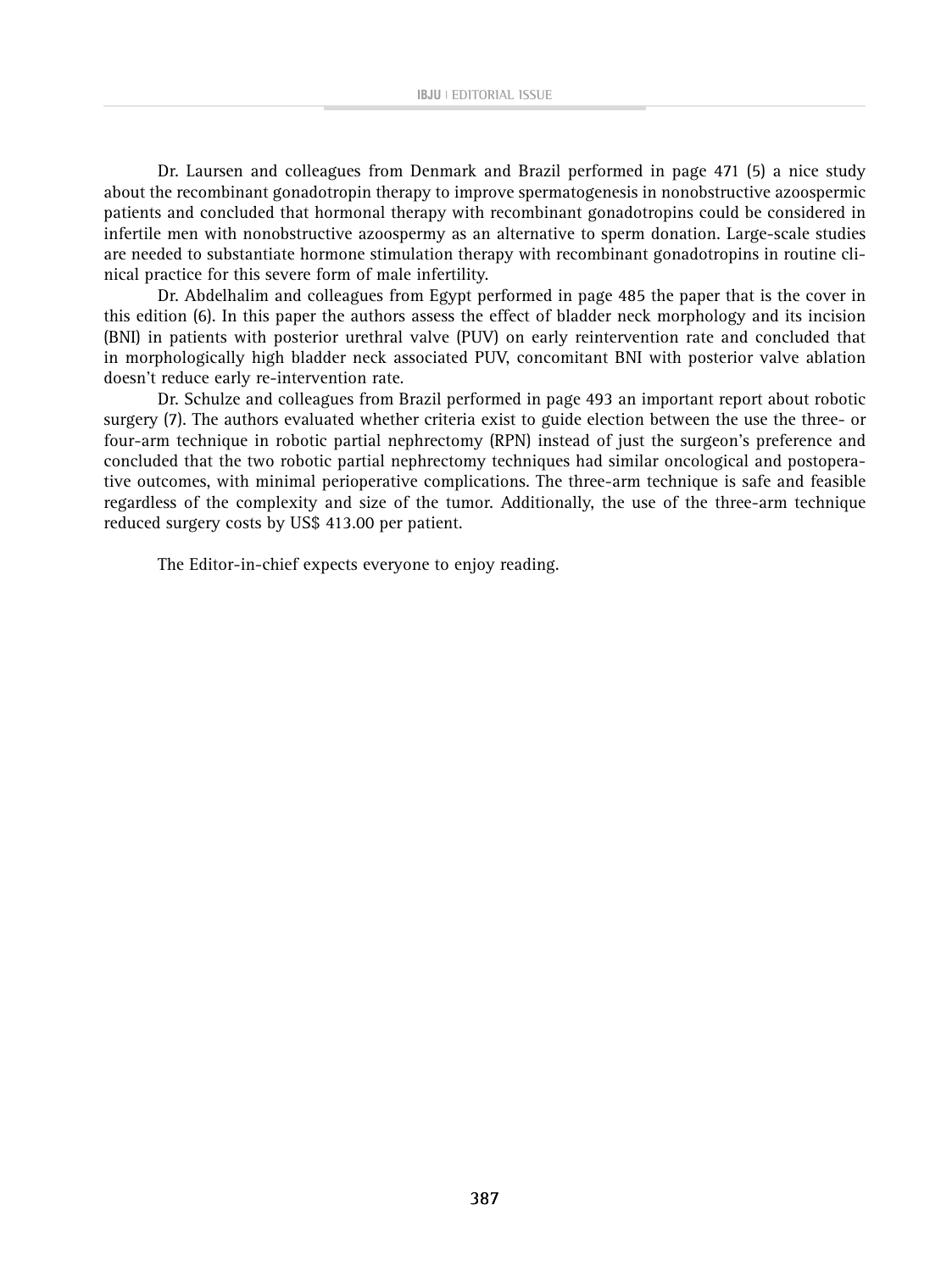Dr. Laursen and colleagues from Denmark and Brazil performed in page 471 (5) a nice study about the recombinant gonadotropin therapy to improve spermatogenesis in nonobstructive azoospermic patients and concluded that hormonal therapy with recombinant gonadotropins could be considered in infertile men with nonobstructive azoospermy as an alternative to sperm donation. Large-scale studies are needed to substantiate hormone stimulation therapy with recombinant gonadotropins in routine clinical practice for this severe form of male infertility.

Dr. Abdelhalim and colleagues from Egypt performed in page 485 the paper that is the cover in this edition (6). In this paper the authors assess the effect of bladder neck morphology and its incision (BNI) in patients with posterior urethral valve (PUV) on early reintervention rate and concluded that in morphologically high bladder neck associated PUV, concomitant BNI with posterior valve ablation doesn't reduce early re-intervention rate.

Dr. Schulze and colleagues from Brazil performed in page 493 an important report about robotic surgery (7). The authors evaluated whether criteria exist to guide election between the use the three- or four-arm technique in robotic partial nephrectomy (RPN) instead of just the surgeon's preference and concluded that the two robotic partial nephrectomy techniques had similar oncological and postoperative outcomes, with minimal perioperative complications. The three-arm technique is safe and feasible regardless of the complexity and size of the tumor. Additionally, the use of the three-arm technique reduced surgery costs by US$ 413.00 per patient.

The Editor-in-chief expects everyone to enjoy reading.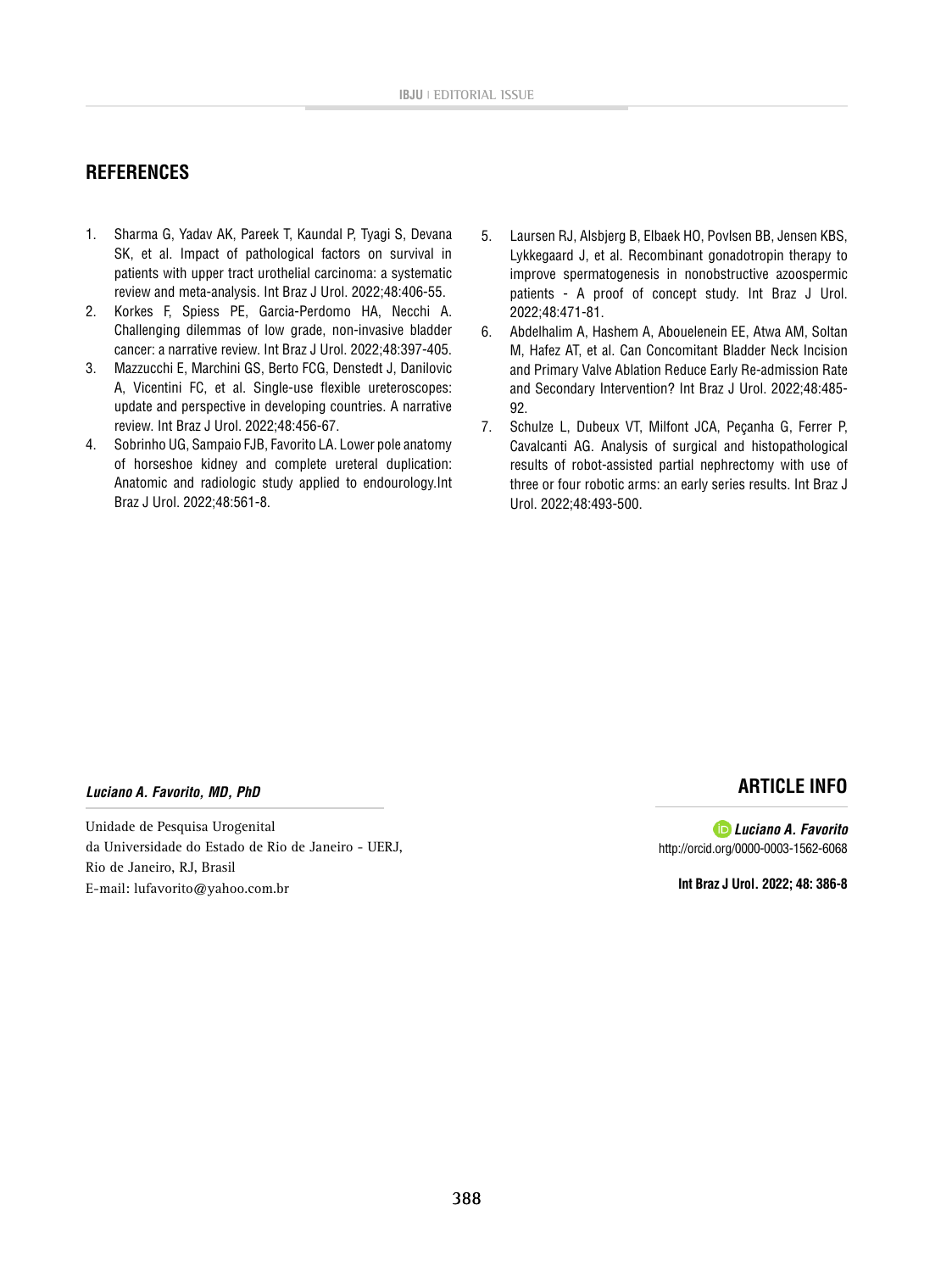## REFERENCES

1. Sharma G, Yadav AK, Pareek T, Kaundal P, Tyagi S, Devana SK, et al. Impact of pathological factors on survival in patients with upper tract urothelial carcinoma: a systematic review and meta-analysis. Int Braz J Urol. 2022;48:406-55.
2. Korkes F, Spiess PE, Garcia-Perdomo HA, Necchi A. Challenging dilemmas of low grade, non-invasive bladder cancer: a narrative review. Int Braz J Urol. 2022;48:397-405.
3. Mazzucchi E, Marchini GS, Berto FCG, Denstedt J, Danilovic A, Vicentini FC, et al. Single-use flexible ureteroscopes: update and perspective in developing countries. A narrative review. Int Braz J Urol. 2022;48:456-67.
4. Sobrinho UG, Sampaio FJB, Favorito LA. Lower pole anatomy of horseshoe kidney and complete ureteral duplication: Anatomic and radiologic study applied to endourology.Int Braz J Urol. 2022;48:561-8.
5. Laursen RJ, Alsbjerg B, Elbaek HO, Povlsen BB, Jensen KBS, Lykkegaard J, et al. Recombinant gonadotropin therapy to improve spermatogenesis in nonobstructive azoospermic patients - A proof of concept study. Int Braz J Urol. 2022;48:471-81.
6. Abdelhalim A, Hashem A, Abouelenein EE, Atwa AM, Soltan M, Hafez AT, et al. Can Concomitant Bladder Neck Incision and Primary Valve Ablation Reduce Early Re-admission Rate and Secondary Intervention? Int Braz J Urol. 2022;48:485-92.
7. Schulze L, Dubeux VT, Milfont JCA, Peçanha G, Ferrer P, Cavalcanti AG. Analysis of surgical and histopathological results of robot-assisted partial nephrectomy with use of three or four robotic arms: an early series results. Int Braz J Urol. 2022;48:493-500.

***Luciano A. Favorito, MD, PhD***

Unidade de Pesquisa Urogenital
da Universidade do Estado de Rio de Janeiro - UERJ,
Rio de Janeiro, RJ, Brasil
E-mail: lufavorito@yahoo.com.br

## ARTICLE INFO

***Luciano A. Favorito***
http://orcid.org/0000-0003-1562-6068

**Int Braz J Urol. 2022; 48: 386-8**